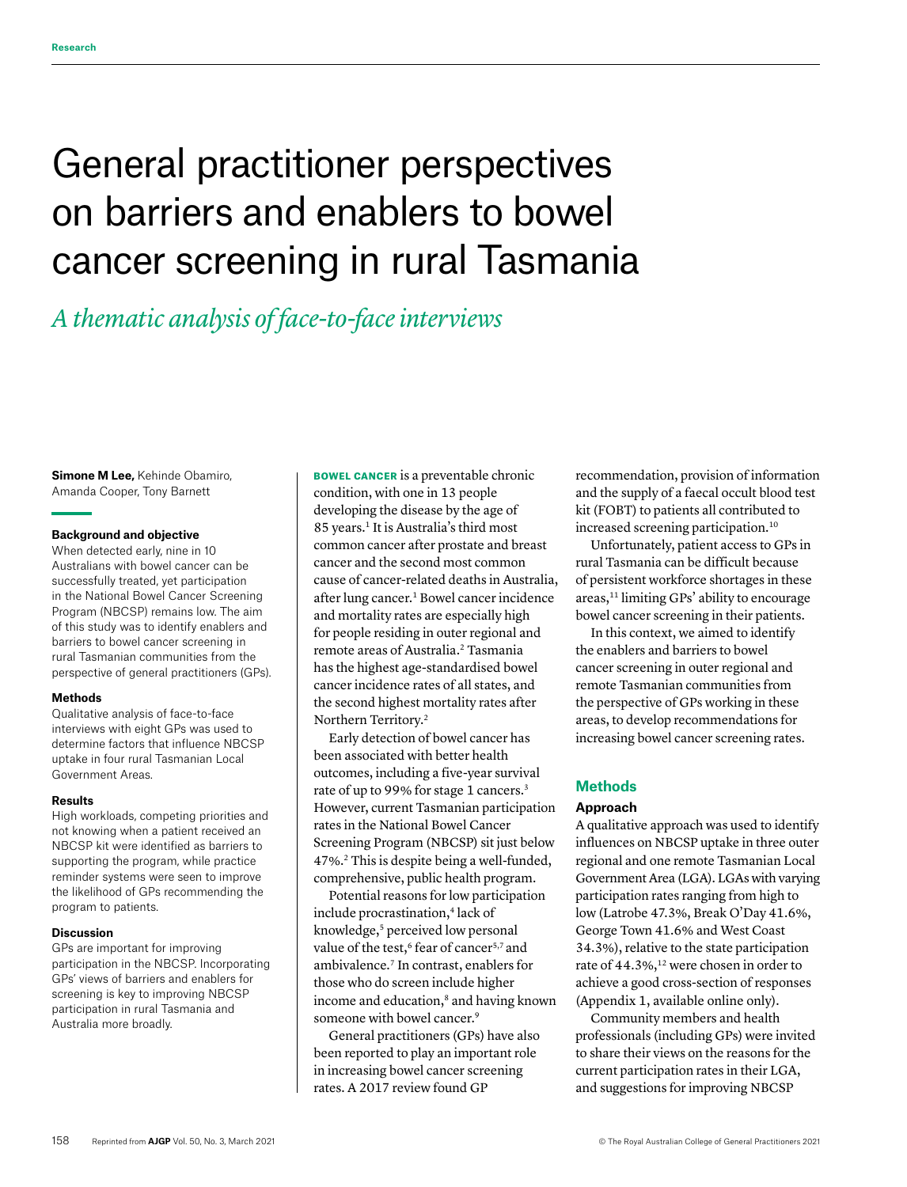Research

# General practitioner perspectives on barriers and enablers to bowel cancer screening in rural Tasmania

*A thematic analysis of face-to-face interviews*

**Simone M Lee,** Kehinde Obamiro, Amanda Cooper, Tony Barnett

### Background and objective

When detected early, nine in 10 Australians with bowel cancer can be successfully treated, yet participation in the National Bowel Cancer Screening Program (NBCSP) remains low. The aim of this study was to identify enablers and barriers to bowel cancer screening in rural Tasmanian communities from the perspective of general practitioners (GPs).

### Methods

Qualitative analysis of face-to-face interviews with eight GPs was used to determine factors that influence NBCSP uptake in four rural Tasmanian Local Government Areas.

### Results

High workloads, competing priorities and not knowing when a patient received an NBCSP kit were identified as barriers to supporting the program, while practice reminder systems were seen to improve the likelihood of GPs recommending the program to patients.

### Discussion

GPs are important for improving participation in the NBCSP. Incorporating GPs' views of barriers and enablers for screening is key to improving NBCSP participation in rural Tasmania and Australia more broadly.

**BOWEL CANCER** is a preventable chronic condition, with one in 13 people developing the disease by the age of 85 years.[1] It is Australia's third most common cancer after prostate and breast cancer and the second most common cause of cancer-related deaths in Australia, after lung cancer.[1] Bowel cancer incidence and mortality rates are especially high for people residing in outer regional and remote areas of Australia.[2] Tasmania has the highest age-standardised bowel cancer incidence rates of all states, and the second highest mortality rates after Northern Territory.[2]

Early detection of bowel cancer has been associated with better health outcomes, including a five-year survival rate of up to 99% for stage 1 cancers.[3] However, current Tasmanian participation rates in the National Bowel Cancer Screening Program (NBCSP) sit just below 47%.[2] This is despite being a well-funded, comprehensive, public health program.

Potential reasons for low participation include procrastination,[4] lack of knowledge,[5] perceived low personal value of the test,[6] fear of cancer[5,7] and ambivalence.[7] In contrast, enablers for those who do screen include higher income and education,[8] and having known someone with bowel cancer.[9]

General practitioners (GPs) have also been reported to play an important role in increasing bowel cancer screening rates. A 2017 review found GP recommendation, provision of information and the supply of a faecal occult blood test kit (FOBT) to patients all contributed to increased screening participation.[10]

Unfortunately, patient access to GPs in rural Tasmania can be difficult because of persistent workforce shortages in these areas,[11] limiting GPs' ability to encourage bowel cancer screening in their patients.

In this context, we aimed to identify the enablers and barriers to bowel cancer screening in outer regional and remote Tasmanian communities from the perspective of GPs working in these areas, to develop recommendations for increasing bowel cancer screening rates.

## Methods

### Approach

A qualitative approach was used to identify influences on NBCSP uptake in three outer regional and one remote Tasmanian Local Government Area (LGA). LGAs with varying participation rates ranging from high to low (Latrobe 47.3%, Break O'Day 41.6%, George Town 41.6% and West Coast 34.3%), relative to the state participation rate of 44.3%,[12] were chosen in order to achieve a good cross-section of responses (Appendix 1, available online only).

Community members and health professionals (including GPs) were invited to share their views on the reasons for the current participation rates in their LGA, and suggestions for improving NBCSP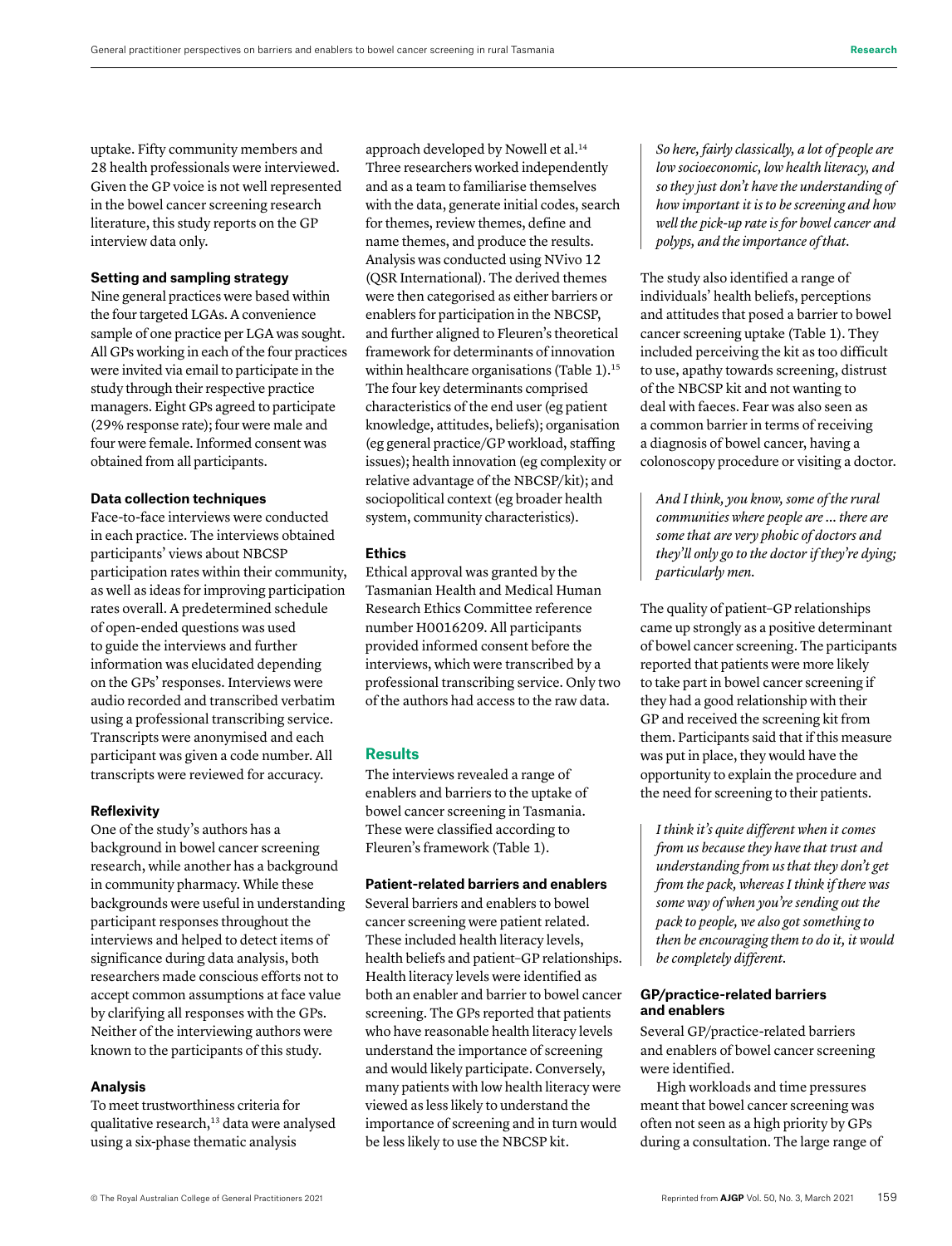uptake. Fifty community members and 28 health professionals were interviewed. Given the GP voice is not well represented in the bowel cancer screening research literature, this study reports on the GP interview data only.

**Setting and sampling strategy**

Nine general practices were based within the four targeted LGAs. A convenience sample of one practice per LGA was sought. All GPs working in each of the four practices were invited via email to participate in the study through their respective practice managers. Eight GPs agreed to participate (29% response rate); four were male and four were female. Informed consent was obtained from all participants.

**Data collection techniques**

Face-to-face interviews were conducted in each practice. The interviews obtained participants' views about NBCSP participation rates within their community, as well as ideas for improving participation rates overall. A predetermined schedule of open-ended questions was used to guide the interviews and further information was elucidated depending on the GPs' responses. Interviews were audio recorded and transcribed verbatim using a professional transcribing service. Transcripts were anonymised and each participant was given a code number. All transcripts were reviewed for accuracy.

**Reflexivity**

One of the study's authors has a background in bowel cancer screening research, while another has a background in community pharmacy. While these backgrounds were useful in understanding participant responses throughout the interviews and helped to detect items of significance during data analysis, both researchers made conscious efforts not to accept common assumptions at face value by clarifying all responses with the GPs. Neither of the interviewing authors were known to the participants of this study.

**Analysis**

To meet trustworthiness criteria for qualitative research,[13] data were analysed using a six-phase thematic analysis approach developed by Nowell et al.[14] Three researchers worked independently and as a team to familiarise themselves with the data, generate initial codes, search for themes, review themes, define and name themes, and produce the results. Analysis was conducted using NVivo 12 (QSR International). The derived themes were then categorised as either barriers or enablers for participation in the NBCSP, and further aligned to Fleuren's theoretical framework for determinants of innovation within healthcare organisations (Table 1).[15] The four key determinants comprised characteristics of the end user (eg patient knowledge, attitudes, beliefs); organisation (eg general practice/GP workload, staffing issues); health innovation (eg complexity or relative advantage of the NBCSP/kit); and sociopolitical context (eg broader health system, community characteristics).

**Ethics**

Ethical approval was granted by the Tasmanian Health and Medical Human Research Ethics Committee reference number H0016209. All participants provided informed consent before the interviews, which were transcribed by a professional transcribing service. Only two of the authors had access to the raw data.

## Results

The interviews revealed a range of enablers and barriers to the uptake of bowel cancer screening in Tasmania. These were classified according to Fleuren's framework (Table 1).

**Patient-related barriers and enablers**

Several barriers and enablers to bowel cancer screening were patient related. These included health literacy levels, health beliefs and patient–GP relationships. Health literacy levels were identified as both an enabler and barrier to bowel cancer screening. The GPs reported that patients who have reasonable health literacy levels understand the importance of screening and would likely participate. Conversely, many patients with low health literacy were viewed as less likely to understand the importance of screening and in turn would be less likely to use the NBCSP kit.

> *So here, fairly classically, a lot of people are low socioeconomic, low health literacy, and so they just don't have the understanding of how important it is to be screening and how well the pick-up rate is for bowel cancer and polyps, and the importance of that.*

The study also identified a range of individuals' health beliefs, perceptions and attitudes that posed a barrier to bowel cancer screening uptake (Table 1). They included perceiving the kit as too difficult to use, apathy towards screening, distrust of the NBCSP kit and not wanting to deal with faeces. Fear was also seen as a common barrier in terms of receiving a diagnosis of bowel cancer, having a colonoscopy procedure or visiting a doctor.

> *And I think, you know, some of the rural communities where people are ... there are some that are very phobic of doctors and they'll only go to the doctor if they're dying; particularly men.*

The quality of patient–GP relationships came up strongly as a positive determinant of bowel cancer screening. The participants reported that patients were more likely to take part in bowel cancer screening if they had a good relationship with their GP and received the screening kit from them. Participants said that if this measure was put in place, they would have the opportunity to explain the procedure and the need for screening to their patients.

> *I think it's quite different when it comes from us because they have that trust and understanding from us that they don't get from the pack, whereas I think if there was some way of when you're sending out the pack to people, we also got something to then be encouraging them to do it, it would be completely different.*

**GP/practice-related barriers and enablers**

Several GP/practice-related barriers and enablers of bowel cancer screening were identified.

High workloads and time pressures meant that bowel cancer screening was often not seen as a high priority by GPs during a consultation. The large range of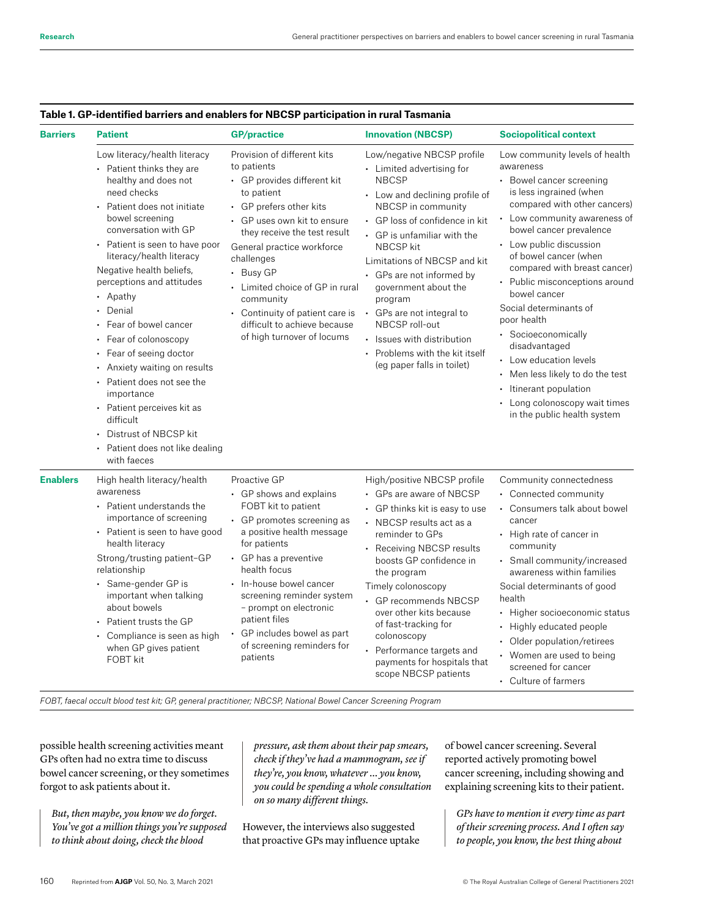**Table 1. GP-identified barriers and enablers for NBCSP participation in rural Tasmania**

| | Patient | GP/practice | Innovation (NBCSP) | Sociopolitical context |
|---|---|---|---|---|
| **Barriers** | Low literacy/health literacy<br>• Patient thinks they are healthy and does not need checks<br>• Patient does not initiate bowel screening conversation with GP<br>• Patient is seen to have poor literacy/health literacy<br>Negative health beliefs, perceptions and attitudes<br>• Apathy<br>• Denial<br>• Fear of bowel cancer<br>• Fear of colonoscopy<br>• Fear of seeing doctor<br>• Anxiety waiting on results<br>• Patient does not see the importance<br>• Patient perceives kit as difficult<br>• Distrust of NBCSP kit<br>• Patient does not like dealing with faeces | Provision of different kits to patients<br>• GP provides different kit to patient<br>• GP prefers other kits<br>• GP uses own kit to ensure they receive the test result<br>General practice workforce challenges<br>• Busy GP<br>• Limited choice of GP in rural community<br>• Continuity of patient care is difficult to achieve because of high turnover of locums | Low/negative NBCSP profile<br>• Limited advertising for NBCSP<br>• Low and declining profile of NBCSP in community<br>• GP loss of confidence in kit<br>• GP is unfamiliar with the NBCSP kit<br>Limitations of NBCSP and kit<br>• GPs are not informed by government about the program<br>• GPs are not integral to NBCSP roll-out<br>• Issues with distribution<br>• Problems with the kit itself (eg paper falls in toilet) | Low community levels of health awareness<br>• Bowel cancer screening is less ingrained (when compared with other cancers)<br>• Low community awareness of bowel cancer prevalence<br>• Low public discussion of bowel cancer (when compared with breast cancer)<br>• Public misconceptions around bowel cancer<br>Social determinants of poor health<br>• Socioeconomically disadvantaged<br>• Low education levels<br>• Men less likely to do the test<br>• Itinerant population<br>• Long colonoscopy wait times in the public health system |
| **Enablers** | High health literacy/health awareness<br>• Patient understands the importance of screening<br>• Patient is seen to have good health literacy<br>Strong/trusting patient–GP relationship<br>• Same-gender GP is important when talking about bowels<br>• Patient trusts the GP<br>• Compliance is seen as high when GP gives patient FOBT kit | Proactive GP<br>• GP shows and explains FOBT kit to patient<br>• GP promotes screening as a positive health message for patients<br>• GP has a preventive health focus<br>• In-house bowel cancer screening reminder system – prompt on electronic patient files<br>• GP includes bowel as part of screening reminders for patients | High/positive NBCSP profile<br>• GPs are aware of NBCSP<br>• GP thinks kit is easy to use<br>• NBCSP results act as a reminder to GPs<br>• Receiving NBCSP results boosts GP confidence in the program<br>Timely colonoscopy<br>• GP recommends NBCSP over other kits because of fast-tracking for colonoscopy<br>• Performance targets and payments for hospitals that scope NBCSP patients | Community connectedness<br>• Connected community<br>• Consumers talk about bowel cancer<br>• High rate of cancer in community<br>• Small community/increased awareness within families<br>Social determinants of good health<br>• Higher socioeconomic status<br>• Highly educated people<br>• Older population/retirees<br>• Women are used to being screened for cancer<br>• Culture of farmers |

*FOBT, faecal occult blood test kit; GP, general practitioner; NBCSP, National Bowel Cancer Screening Program*

possible health screening activities meant GPs often had no extra time to discuss bowel cancer screening, or they sometimes forgot to ask patients about it.

> *But, then maybe, you know we do forget. You've got a million things you're supposed to think about doing, check the blood pressure, ask them about their pap smears, check if they've had a mammogram, see if they're, you know, whatever ... you know, you could be spending a whole consultation on so many different things.*

However, the interviews also suggested that proactive GPs may influence uptake of bowel cancer screening. Several reported actively promoting bowel cancer screening, including showing and explaining screening kits to their patient.

> *GPs have to mention it every time as part of their screening process. And I often say to people, you know, the best thing about*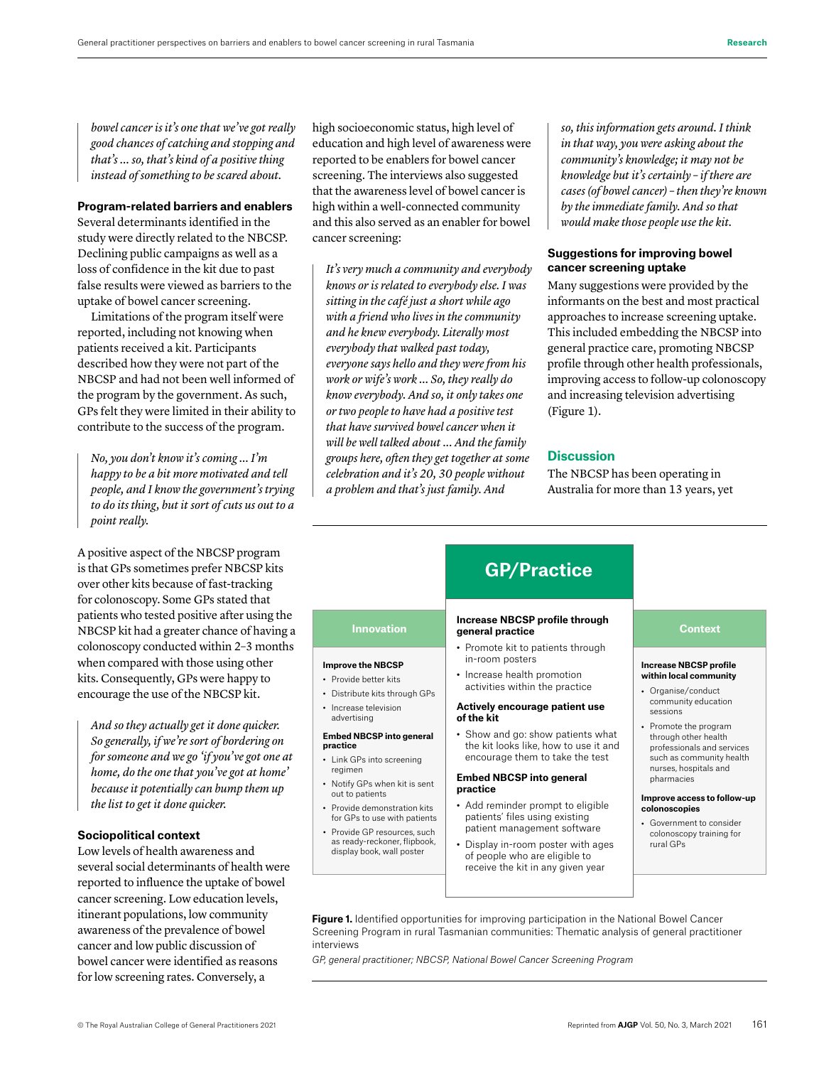*bowel cancer is it's one that we've got really good chances of catching and stopping and that's … so, that's kind of a positive thing instead of something to be scared about.*

### Program-related barriers and enablers

Several determinants identified in the study were directly related to the NBCSP. Declining public campaigns as well as a loss of confidence in the kit due to past false results were viewed as barriers to the uptake of bowel cancer screening.

Limitations of the program itself were reported, including not knowing when patients received a kit. Participants described how they were not part of the NBCSP and had not been well informed of the program by the government. As such, GPs felt they were limited in their ability to contribute to the success of the program.

> *No, you don't know it's coming … I'm happy to be a bit more motivated and tell people, and I know the government's trying to do its thing, but it sort of cuts us out to a point really.*

A positive aspect of the NBCSP program is that GPs sometimes prefer NBCSP kits over other kits because of fast-tracking for colonoscopy. Some GPs stated that patients who tested positive after using the NBCSP kit had a greater chance of having a colonoscopy conducted within 2–3 months when compared with those using other kits. Consequently, GPs were happy to encourage the use of the NBCSP kit.

> *And so they actually get it done quicker. So generally, if we're sort of bordering on for someone and we go 'if you've got one at home, do the one that you've got at home' because it potentially can bump them up the list to get it done quicker.*

### Sociopolitical context

Low levels of health awareness and several social determinants of health were reported to influence the uptake of bowel cancer screening. Low education levels, itinerant populations, low community awareness of the prevalence of bowel cancer and low public discussion of bowel cancer were identified as reasons for low screening rates. Conversely, a high socioeconomic status, high level of education and high level of awareness were reported to be enablers for bowel cancer screening. The interviews also suggested that the awareness level of bowel cancer is high within a well-connected community and this also served as an enabler for bowel cancer screening:

> *It's very much a community and everybody knows or is related to everybody else. I was sitting in the café just a short while ago with a friend who lives in the community and he knew everybody. Literally most everybody that walked past today, everyone says hello and they were from his work or wife's work … So, they really do know everybody. And so, it only takes one or two people to have had a positive test that have survived bowel cancer when it will be well talked about … And the family groups here, often they get together at some celebration and it's 20, 30 people without a problem and that's just family. And so, this information gets around. I think in that way, you were asking about the community's knowledge; it may not be knowledge but it's certainly – if there are cases (of bowel cancer) – then they're known by the immediate family. And so that would make those people use the kit.*

### Suggestions for improving bowel cancer screening uptake

Many suggestions were provided by the informants on the best and most practical approaches to increase screening uptake. This included embedding the NBCSP into general practice care, promoting NBCSP profile through other health professionals, improving access to follow-up colonoscopy and increasing television advertising (Figure 1).

**Innovation**

**Improve the NBCSP**
- Provide better kits
- Distribute kits through GPs
- Increase television advertising

**Embed NBCSP into general practice**
- Link GPs into screening regimen
- Notify GPs when kit is sent out to patients
- Provide demonstration kits for GPs to use with patients
- Provide GP resources, such as ready-reckoner, flipbook, display book, wall poster

**GP/Practice**

**Increase NBCSP profile through general practice**
- Promote kit to patients through in-room posters
- Increase health promotion activities within the practice

**Actively encourage patient use of the kit**
- Show and go: show patients what the kit looks like, how to use it and encourage them to take the test

**Embed NBCSP into general practice**
- Add reminder prompt to eligible patients' files using existing patient management software
- Display in-room poster with ages of people who are eligible to receive the kit in any given year

**Context**

**Increase NBCSP profile within local community**
- Organise/conduct community education sessions
- Promote the program through other health professionals and services such as community health nurses, hospitals and pharmacies

**Improve access to follow-up colonoscopies**
- Government to consider colonoscopy training for rural GPs

**Figure 1.** Identified opportunities for improving participation in the National Bowel Cancer Screening Program in rural Tasmanian communities: Thematic analysis of general practitioner interviews

*GP, general practitioner; NBCSP, National Bowel Cancer Screening Program*

## Discussion

The NBCSP has been operating in Australia for more than 13 years, yet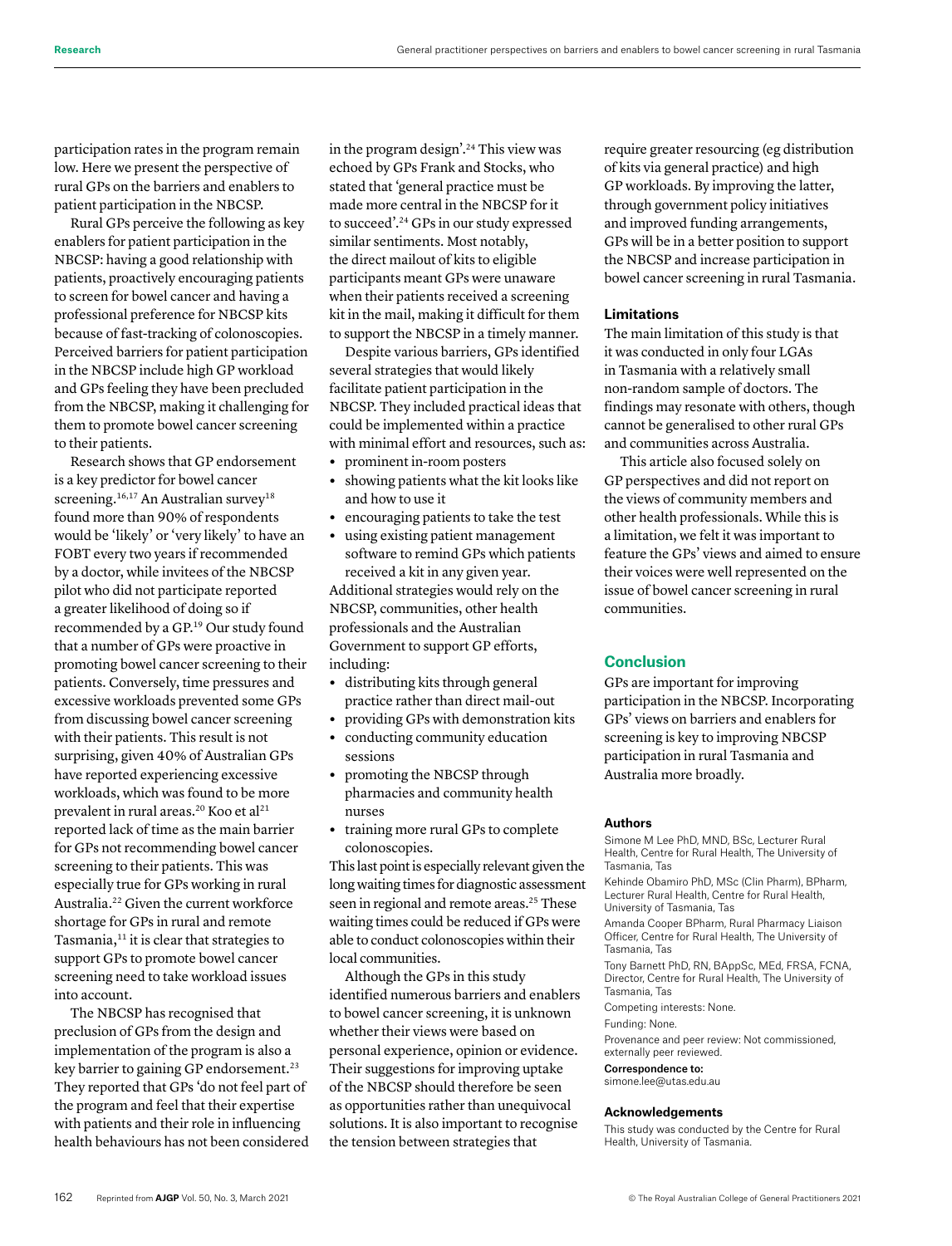participation rates in the program remain low. Here we present the perspective of rural GPs on the barriers and enablers to patient participation in the NBCSP.

Rural GPs perceive the following as key enablers for patient participation in the NBCSP: having a good relationship with patients, proactively encouraging patients to screen for bowel cancer and having a professional preference for NBCSP kits because of fast-tracking of colonoscopies. Perceived barriers for patient participation in the NBCSP include high GP workload and GPs feeling they have been precluded from the NBCSP, making it challenging for them to promote bowel cancer screening to their patients.

Research shows that GP endorsement is a key predictor for bowel cancer screening.[16,17] An Australian survey[18] found more than 90% of respondents would be 'likely' or 'very likely' to have an FOBT every two years if recommended by a doctor, while invitees of the NBCSP pilot who did not participate reported a greater likelihood of doing so if recommended by a GP.[19] Our study found that a number of GPs were proactive in promoting bowel cancer screening to their patients. Conversely, time pressures and excessive workloads prevented some GPs from discussing bowel cancer screening with their patients. This result is not surprising, given 40% of Australian GPs have reported experiencing excessive workloads, which was found to be more prevalent in rural areas.[20] Koo et al[21] reported lack of time as the main barrier for GPs not recommending bowel cancer screening to their patients. This was especially true for GPs working in rural Australia.[22] Given the current workforce shortage for GPs in rural and remote Tasmania,[11] it is clear that strategies to support GPs to promote bowel cancer screening need to take workload issues into account.

The NBCSP has recognised that preclusion of GPs from the design and implementation of the program is also a key barrier to gaining GP endorsement.[23] They reported that GPs 'do not feel part of the program and feel that their expertise with patients and their role in influencing health behaviours has not been considered in the program design'.[24] This view was echoed by GPs Frank and Stocks, who stated that 'general practice must be made more central in the NBCSP for it to succeed'.[24] GPs in our study expressed similar sentiments. Most notably, the direct mailout of kits to eligible participants meant GPs were unaware when their patients received a screening kit in the mail, making it difficult for them to support the NBCSP in a timely manner.

Despite various barriers, GPs identified several strategies that would likely facilitate patient participation in the NBCSP. They included practical ideas that could be implemented within a practice with minimal effort and resources, such as:

- prominent in-room posters
- showing patients what the kit looks like and how to use it
- encouraging patients to take the test
- using existing patient management software to remind GPs which patients received a kit in any given year.

Additional strategies would rely on the NBCSP, communities, other health professionals and the Australian Government to support GP efforts, including:

- distributing kits through general practice rather than direct mail-out
- providing GPs with demonstration kits
- conducting community education sessions
- promoting the NBCSP through pharmacies and community health nurses
- training more rural GPs to complete colonoscopies.

This last point is especially relevant given the long waiting times for diagnostic assessment seen in regional and remote areas.[25] These waiting times could be reduced if GPs were able to conduct colonoscopies within their local communities.

Although the GPs in this study identified numerous barriers and enablers to bowel cancer screening, it is unknown whether their views were based on personal experience, opinion or evidence. Their suggestions for improving uptake of the NBCSP should therefore be seen as opportunities rather than unequivocal solutions. It is also important to recognise the tension between strategies that require greater resourcing (eg distribution of kits via general practice) and high GP workloads. By improving the latter, through government policy initiatives and improved funding arrangements, GPs will be in a better position to support the NBCSP and increase participation in bowel cancer screening in rural Tasmania.

### Limitations

The main limitation of this study is that it was conducted in only four LGAs in Tasmania with a relatively small non-random sample of doctors. The findings may resonate with others, though cannot be generalised to other rural GPs and communities across Australia.

This article also focused solely on GP perspectives and did not report on the views of community members and other health professionals. While this is a limitation, we felt it was important to feature the GPs' views and aimed to ensure their voices were well represented on the issue of bowel cancer screening in rural communities.

## Conclusion

GPs are important for improving participation in the NBCSP. Incorporating GPs' views on barriers and enablers for screening is key to improving NBCSP participation in rural Tasmania and Australia more broadly.

#### Authors

Simone M Lee PhD, MND, BSc, Lecturer Rural Health, Centre for Rural Health, The University of Tasmania, Tas

Kehinde Obamiro PhD, MSc (Clin Pharm), BPharm, Lecturer Rural Health, Centre for Rural Health, University of Tasmania, Tas

Amanda Cooper BPharm, Rural Pharmacy Liaison Officer, Centre for Rural Health, The University of Tasmania, Tas

Tony Barnett PhD, RN, BAppSc, MEd, FRSA, FCNA, Director, Centre for Rural Health, The University of Tasmania, Tas

Competing interests: None.

Funding: None.

Provenance and peer review: Not commissioned, externally peer reviewed.

**Correspondence to:**
simone.lee@utas.edu.au

#### Acknowledgements

This study was conducted by the Centre for Rural Health, University of Tasmania.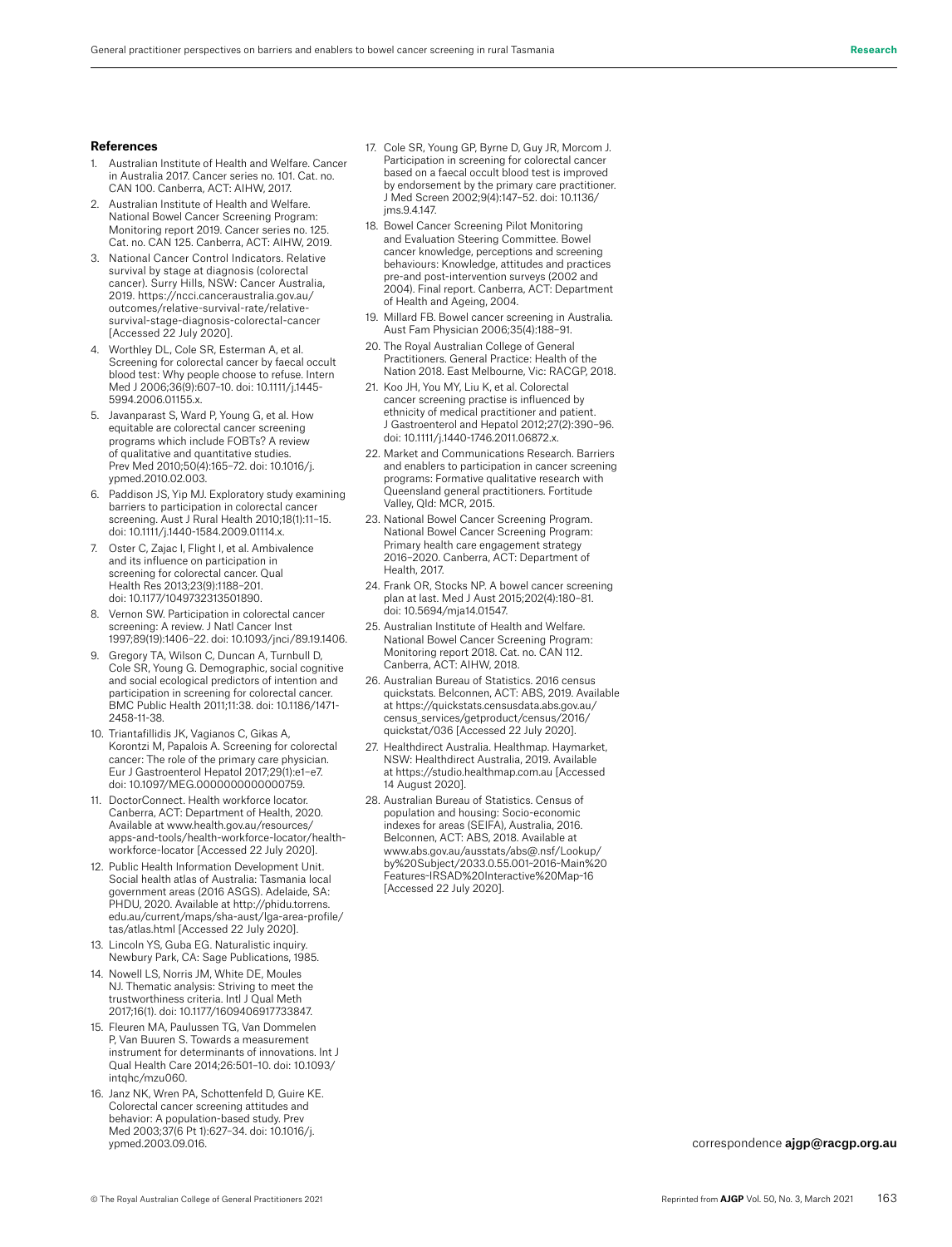## References

1. Australian Institute of Health and Welfare. Cancer in Australia 2017. Cancer series no. 101. Cat. no. CAN 100. Canberra, ACT: AIHW, 2017.
2. Australian Institute of Health and Welfare. National Bowel Cancer Screening Program: Monitoring report 2019. Cancer series no. 125. Cat. no. CAN 125. Canberra, ACT: AIHW, 2019.
3. National Cancer Control Indicators. Relative survival by stage at diagnosis (colorectal cancer). Surry Hills, NSW: Cancer Australia, 2019. https://ncci.canceraustralia.gov.au/outcomes/relative-survival-rate/relative-survival-stage-diagnosis-colorectal-cancer [Accessed 22 July 2020].
4. Worthley DL, Cole SR, Esterman A, et al. Screening for colorectal cancer by faecal occult blood test: Why people choose to refuse. Intern Med J 2006;36(9):607–10. doi: 10.1111/j.1445-5994.2006.01155.x.
5. Javanparast S, Ward P, Young G, et al. How equitable are colorectal cancer screening programs which include FOBTs? A review of qualitative and quantitative studies. Prev Med 2010;50(4):165–72. doi: 10.1016/j.ypmed.2010.02.003.
6. Paddison JS, Yip MJ. Exploratory study examining barriers to participation in colorectal cancer screening. Aust J Rural Health 2010;18(1):11–15. doi: 10.1111/j.1440-1584.2009.01114.x.
7. Oster C, Zajac I, Flight I, et al. Ambivalence and its influence on participation in screening for colorectal cancer. Qual Health Res 2013;23(9):1188–201. doi: 10.1177/1049732313501890.
8. Vernon SW. Participation in colorectal cancer screening: A review. J Natl Cancer Inst 1997;89(19):1406–22. doi: 10.1093/jnci/89.19.1406.
9. Gregory TA, Wilson C, Duncan A, Turnbull D, Cole SR, Young G. Demographic, social cognitive and social ecological predictors of intention and participation in screening for colorectal cancer. BMC Public Health 2011;11:38. doi: 10.1186/1471-2458-11-38.
10. Triantafillidis JK, Vagianos C, Gikas A, Korontzi M, Papalois A. Screening for colorectal cancer: The role of the primary care physician. Eur J Gastroenterol Hepatol 2017;29(1):e1–e7. doi: 10.1097/MEG.0000000000000759.
11. DoctorConnect. Health workforce locator. Canberra, ACT: Department of Health, 2020. Available at www.health.gov.au/resources/apps-and-tools/health-workforce-locator/health-workforce-locator [Accessed 22 July 2020].
12. Public Health Information Development Unit. Social health atlas of Australia: Tasmania local government areas (2016 ASGS). Adelaide, SA: PHDU, 2020. Available at http://phidu.torrens.edu.au/current/maps/sha-aust/lga-area-profile/tas/atlas.html [Accessed 22 July 2020].
13. Lincoln YS, Guba EG. Naturalistic inquiry. Newbury Park, CA: Sage Publications, 1985.
14. Nowell LS, Norris JM, White DE, Moules NJ. Thematic analysis: Striving to meet the trustworthiness criteria. Intl J Qual Meth 2017;16(1). doi: 10.1177/1609406917733847.
15. Fleuren MA, Paulussen TG, Van Dommelen P, Van Buuren S. Towards a measurement instrument for determinants of innovations. Int J Qual Health Care 2014;26:501–10. doi: 10.1093/intqhc/mzu060.
16. Janz NK, Wren PA, Schottenfeld D, Guire KE. Colorectal cancer screening attitudes and behavior: A population-based study. Prev Med 2003;37(6 Pt 1):627–34. doi: 10.1016/j.ypmed.2003.09.016.
17. Cole SR, Young GP, Byrne D, Guy JR, Morcom J. Participation in screening for colorectal cancer based on a faecal occult blood test is improved by endorsement by the primary care practitioner. J Med Screen 2002;9(4):147–52. doi: 10.1136/jms.9.4.147.
18. Bowel Cancer Screening Pilot Monitoring and Evaluation Steering Committee. Bowel cancer knowledge, perceptions and screening behaviours: Knowledge, attitudes and practices pre-and post-intervention surveys (2002 and 2004). Final report. Canberra, ACT: Department of Health and Ageing, 2004.
19. Millard FB. Bowel cancer screening in Australia. Aust Fam Physician 2006;35(4):188–91.
20. The Royal Australian College of General Practitioners. General Practice: Health of the Nation 2018. East Melbourne, Vic: RACGP, 2018.
21. Koo JH, You MY, Liu K, et al. Colorectal cancer screening practise is influenced by ethnicity of medical practitioner and patient. J Gastroenterol and Hepatol 2012;27(2):390–96. doi: 10.1111/j.1440-1746.2011.06872.x.
22. Market and Communications Research. Barriers and enablers to participation in cancer screening programs: Formative qualitative research with Queensland general practitioners. Fortitude Valley, Qld: MCR, 2015.
23. National Bowel Cancer Screening Program. National Bowel Cancer Screening Program: Primary health care engagement strategy 2016–2020. Canberra, ACT: Department of Health, 2017.
24. Frank OR, Stocks NP. A bowel cancer screening plan at last. Med J Aust 2015;202(4):180–81. doi: 10.5694/mja14.01547.
25. Australian Institute of Health and Welfare. National Bowel Cancer Screening Program: Monitoring report 2018. Cat. no. CAN 112. Canberra, ACT: AIHW, 2018.
26. Australian Bureau of Statistics. 2016 census quickstats. Belconnen, ACT: ABS, 2019. Available at https://quickstats.censusdata.abs.gov.au/census_services/getproduct/census/2016/quickstat/036 [Accessed 22 July 2020].
27. Healthdirect Australia. Healthmap. Haymarket, NSW: Healthdirect Australia, 2019. Available at https://studio.healthmap.com.au [Accessed 14 August 2020].
28. Australian Bureau of Statistics. Census of population and housing: Socio-economic indexes for areas (SEIFA), Australia, 2016. Belconnen, ACT: ABS, 2018. Available at www.abs.gov.au/ausstats/abs@.nsf/Lookup/by%20Subject/2033.0.55.001~2016~Main%20Features~IRSAD%20Interactive%20Map~16 [Accessed 22 July 2020].

correspondence **ajgp@racgp.org.au**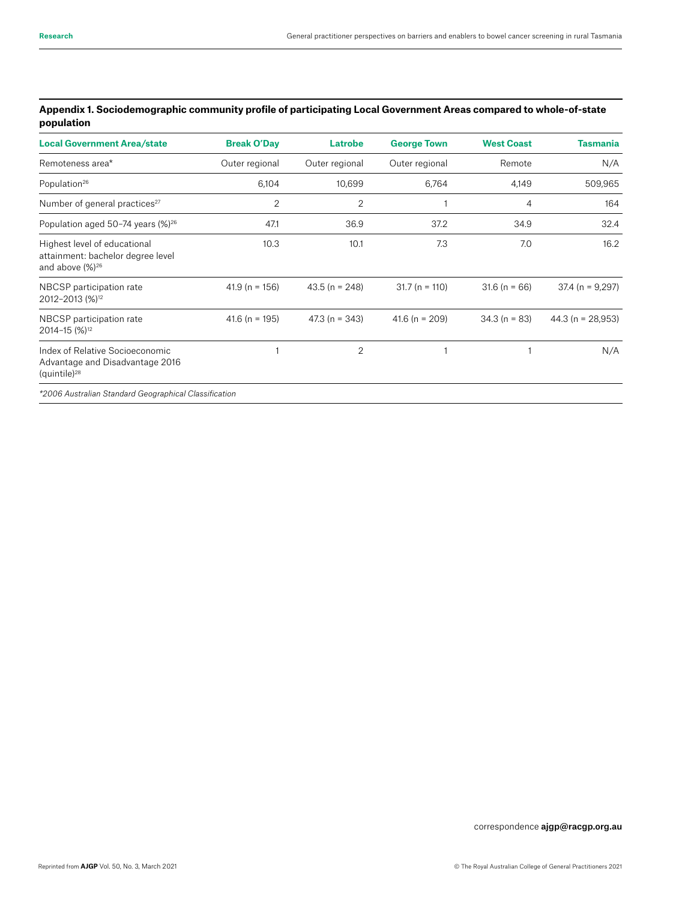**Appendix 1. Sociodemographic community profile of participating Local Government Areas compared to whole-of-state population**

| Local Government Area/state | Break O'Day | Latrobe | George Town | West Coast | Tasmania |
|---|---|---|---|---|---|
| Remoteness area* | Outer regional | Outer regional | Outer regional | Remote | N/A |
| Population[26] | 6,104 | 10,699 | 6,764 | 4,149 | 509,965 |
| Number of general practices[27] | 2 | 2 | 1 | 4 | 164 |
| Population aged 50–74 years (%)[26] | 47.1 | 36.9 | 37.2 | 34.9 | 32.4 |
| Highest level of educational attainment: bachelor degree level and above (%)[26] | 10.3 | 10.1 | 7.3 | 7.0 | 16.2 |
| NBCSP participation rate 2012–2013 (%)[12] | 41.9 (n = 156) | 43.5 (n = 248) | 31.7 (n = 110) | 31.6 (n = 66) | 37.4 (n = 9,297) |
| NBCSP participation rate 2014–15 (%)[12] | 41.6 (n = 195) | 47.3 (n = 343) | 41.6 (n = 209) | 34.3 (n = 83) | 44.3 (n = 28,953) |
| Index of Relative Socioeconomic Advantage and Disadvantage 2016 (quintile)[28] | 1 | 2 | 1 | 1 | N/A |

*2006 Australian Standard Geographical Classification*

correspondence **ajgp@racgp.org.au**